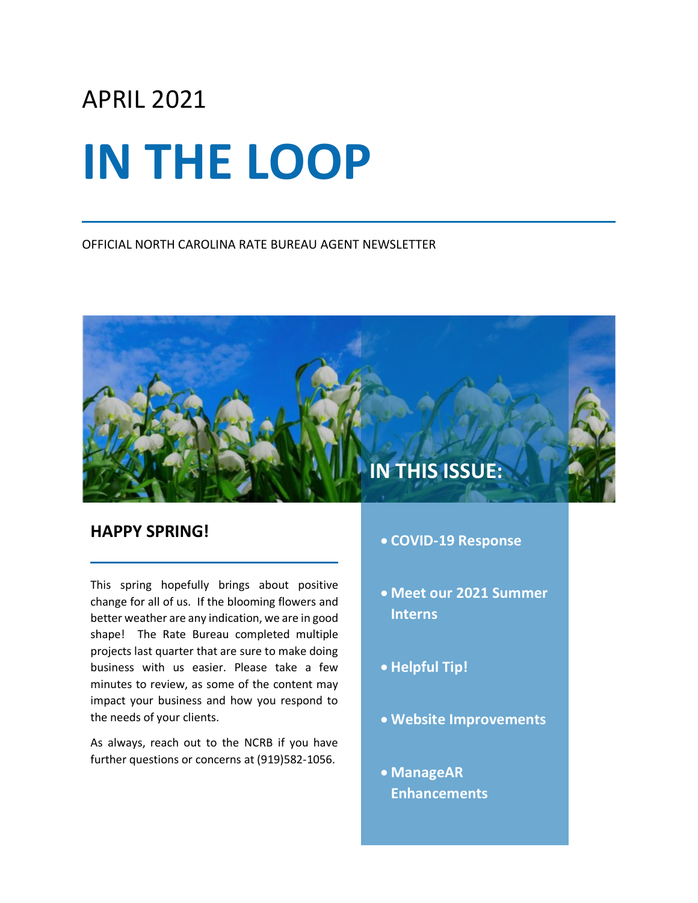APRIL 2021

# IN THE LOOP

OFFICIAL NORTH CAROLINA RATE BUREAU AGENT NEWSLETTER

## HAPPY SPRING!

This spring hopefully brings about positive change for all of us. If the blooming flowers and better weather are any indication, we are in good shape! The Rate Bureau completed multiple projects last quarter that are sure to make doing business with us easier. Please take a few minutes to review, as some of the content may impact your business and how you respond to the needs of your clients.

As always, reach out to the NCRB if you have further questions or concerns at (919)582-1056.

## IN THIS ISSUE:

- **COVID-19 Response**
- **Meet our 2021 Summer Interns**
- **Helpful Tip!**
- **Website Improvements**
- **ManageAR Enhancements**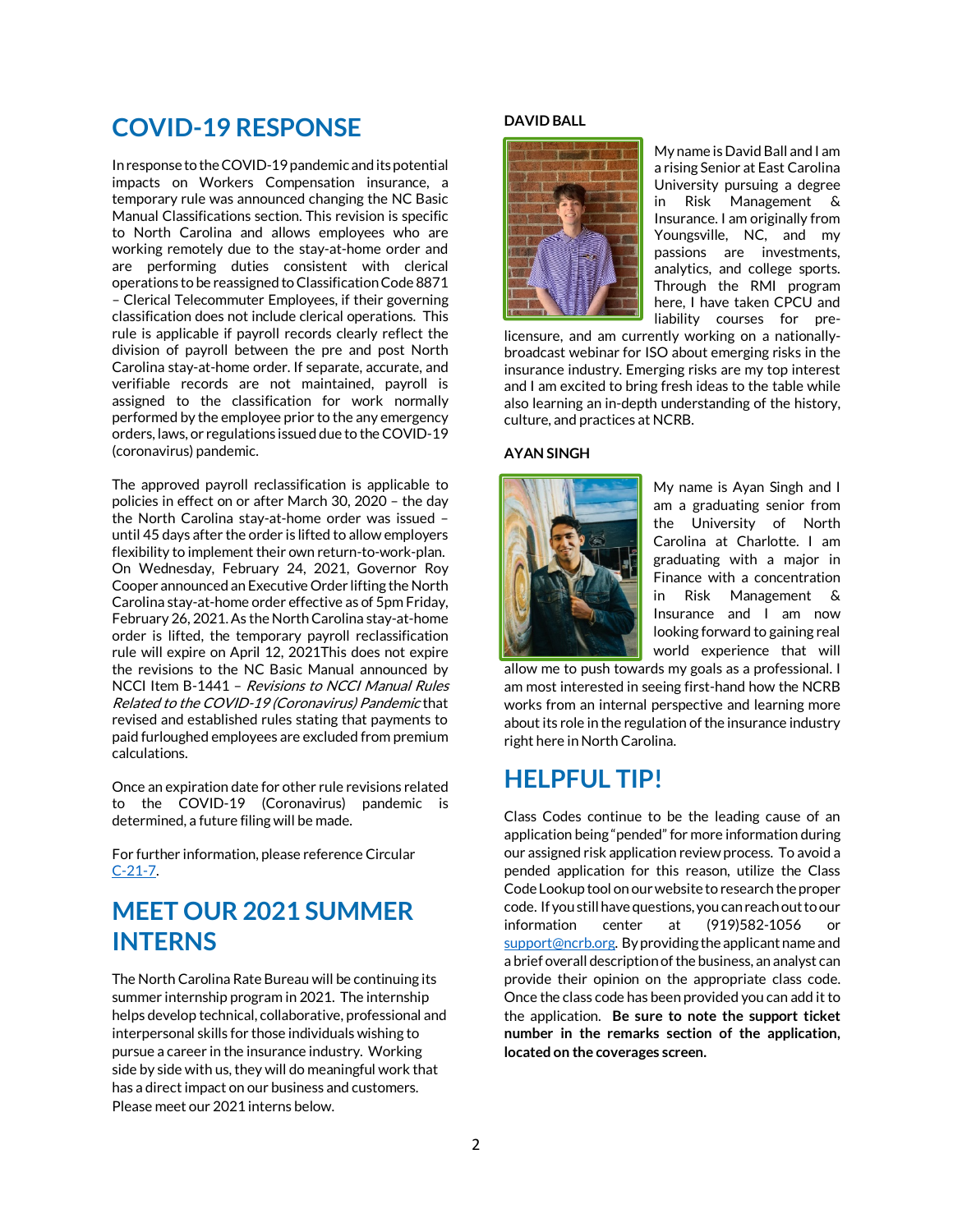## COVID-19 RESPONSE

In response to the COVID-19 pandemic and its potential impacts on Workers Compensation insurance, a temporary rule was announced changing the NC Basic Manual Classifications section. This revision is specific to North Carolina and allows employees who are working remotely due to the stay-at-home order and are performing duties consistent with clerical operations to be reassigned to Classification Code 8871 – Clerical Telecommuter Employees, if their governing classification does not include clerical operations. This rule is applicable if payroll records clearly reflect the division of payroll between the pre and post North Carolina stay-at-home order. If separate, accurate, and verifiable records are not maintained, payroll is assigned to the classification for work normally performed by the employee prior to the any emergency orders, laws, or regulations issued due to the COVID-19 (coronavirus) pandemic.

The approved payroll reclassification is applicable to policies in effect on or after March 30, 2020 – the day the North Carolina stay-at-home order was issued – until 45 days after the order is lifted to allow employers flexibility to implement their own return-to-work-plan. On Wednesday, February 24, 2021, Governor Roy Cooper announced an Executive Order lifting the North Carolina stay-at-home order effective as of 5pm Friday, February 26, 2021. As the North Carolina stay-at-home order is lifted, the temporary payroll reclassification rule will expire on April 12, 2021This does not expire the revisions to the NC Basic Manual announced by NCCI Item B-1441 – *Revisions to NCCI Manual Rules Related to the COVID-19 (Coronavirus) Pandemic* that revised and established rules stating that payments to paid furloughed employees are excluded from premium calculations.

Once an expiration date for other rule revisions related to the COVID-19 (Coronavirus) pandemic is determined, a future filing will be made.

For further information, please reference Circular [C-21-7](C-21-7).

## MEET OUR 2021 SUMMER INTERNS

The North Carolina Rate Bureau will be continuing its summer internship program in 2021. The internship helps develop technical, collaborative, professional and interpersonal skills for those individuals wishing to pursue a career in the insurance industry. Working side by side with us, they will do meaningful work that has a direct impact on our business and customers. Please meet our 2021 interns below.

### DAVID BALL

My name is David Ball and I am a rising Senior at East Carolina University pursuing a degree in Risk Management & Insurance. I am originally from Youngsville, NC, and my passions are investments, analytics, and college sports. Through the RMI program here, I have taken CPCU and liability courses for pre-licensure, and am currently working on a nationally-broadcast webinar for ISO about emerging risks in the insurance industry. Emerging risks are my top interest and I am excited to bring fresh ideas to the table while also learning an in-depth understanding of the history, culture, and practices at NCRB.

### AYAN SINGH

My name is Ayan Singh and I am a graduating senior from the University of North Carolina at Charlotte. I am graduating with a major in Finance with a concentration in Risk Management & Insurance and I am now looking forward to gaining real world experience that will allow me to push towards my goals as a professional. I am most interested in seeing first-hand how the NCRB works from an internal perspective and learning more about its role in the regulation of the insurance industry right here in North Carolina.

## HELPFUL TIP!

Class Codes continue to be the leading cause of an application being "pended" for more information during our assigned risk application review process. To avoid a pended application for this reason, utilize the Class Code Lookup tool on our website to research the proper code. If you still have questions, you can reach out to our information center at (919)582-1056 or support@ncrb.org. By providing the applicant name and a brief overall description of the business, an analyst can provide their opinion on the appropriate class code. Once the class code has been provided you can add it to the application. **Be sure to note the support ticket number in the remarks section of the application, located on the coverages screen.**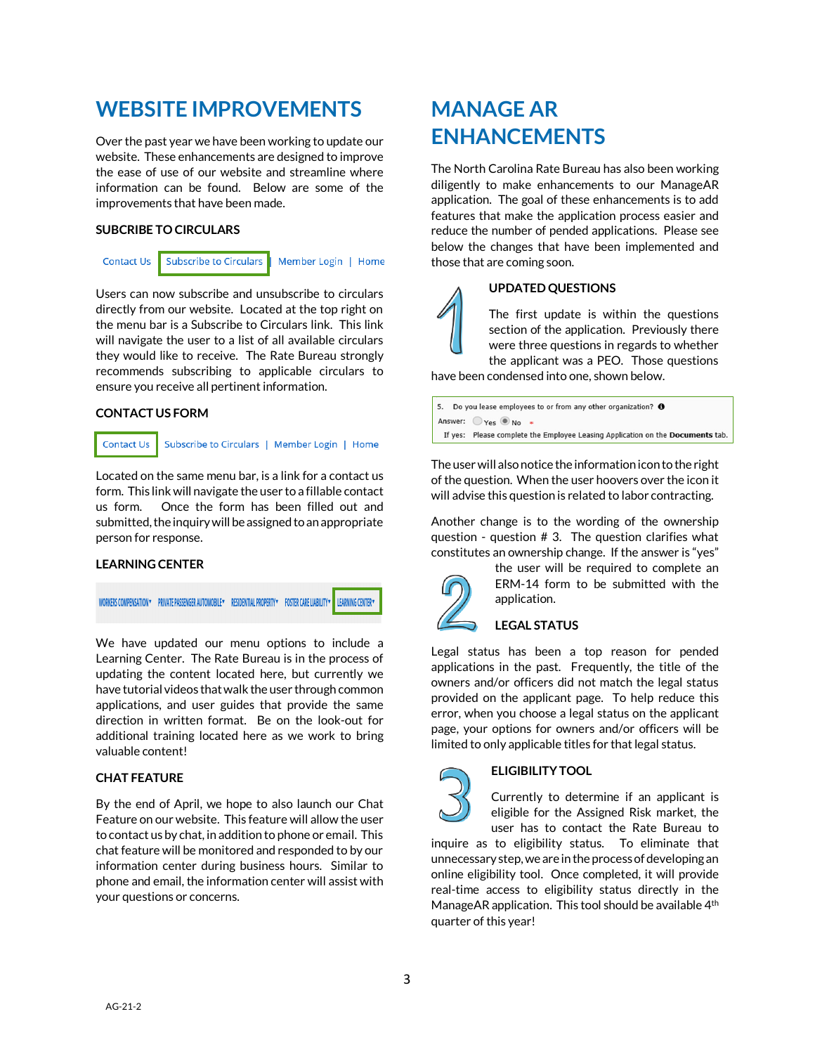# WEBSITE IMPROVEMENTS

Over the past year we have been working to update our website. These enhancements are designed to improve the ease of use of our website and streamline where information can be found. Below are some of the improvements that have been made.

### SUBCRIBE TO CIRCULARS

Contact Us | Subscribe to Circulars | Member Login | Home

Users can now subscribe and unsubscribe to circulars directly from our website. Located at the top right on the menu bar is a Subscribe to Circulars link. This link will navigate the user to a list of all available circulars they would like to receive. The Rate Bureau strongly recommends subscribing to applicable circulars to ensure you receive all pertinent information.

### CONTACT US FORM

Contact Us | Subscribe to Circulars | Member Login | Home

Located on the same menu bar, is a link for a contact us form. This link will navigate the user to a fillable contact us form. Once the form has been filled out and submitted, the inquiry will be assigned to an appropriate person for response.

### LEARNING CENTER

WORKERS COMPENSATION▾ PRIVATE PASSENGER AUTOMOBILE▾ RESIDENTIAL PROPERTY▾ FOSTER CARE LIABILITY▾ LEARNING CENTER▾

We have updated our menu options to include a Learning Center. The Rate Bureau is in the process of updating the content located here, but currently we have tutorial videos that walk the user through common applications, and user guides that provide the same direction in written format. Be on the look-out for additional training located here as we work to bring valuable content!

### CHAT FEATURE

By the end of April, we hope to also launch our Chat Feature on our website. This feature will allow the user to contact us by chat, in addition to phone or email. This chat feature will be monitored and responded to by our information center during business hours. Similar to phone and email, the information center will assist with your questions or concerns.

# MANAGE AR ENHANCEMENTS

The North Carolina Rate Bureau has also been working diligently to make enhancements to our ManageAR application. The goal of these enhancements is to add features that make the application process easier and reduce the number of pended applications. Please see below the changes that have been implemented and those that are coming soon.

### 1 UPDATED QUESTIONS

The first update is within the questions section of the application. Previously there were three questions in regards to whether the applicant was a PEO. Those questions have been condensed into one, shown below.

5. Do you lease employees to or from any other organization?
Answer: Yes No *
If yes: Please complete the Employee Leasing Application on the **Documents** tab.

The user will also notice the information icon to the right of the question. When the user hoovers over the icon it will advise this question is related to labor contracting.

Another change is to the wording of the ownership question - question # 3. The question clarifies what constitutes an ownership change. If the answer is "yes" the user will be required to complete an ERM-14 form to be submitted with the application.

### 2 LEGAL STATUS

Legal status has been a top reason for pended applications in the past. Frequently, the title of the owners and/or officers did not match the legal status provided on the applicant page. To help reduce this error, when you choose a legal status on the applicant page, your options for owners and/or officers will be limited to only applicable titles for that legal status.

### 3 ELIGIBILITY TOOL

Currently to determine if an applicant is eligible for the Assigned Risk market, the user has to contact the Rate Bureau to inquire as to eligibility status. To eliminate that unnecessary step, we are in the process of developing an online eligibility tool. Once completed, it will provide real-time access to eligibility status directly in the ManageAR application. This tool should be available 4th quarter of this year!

AG-21-2